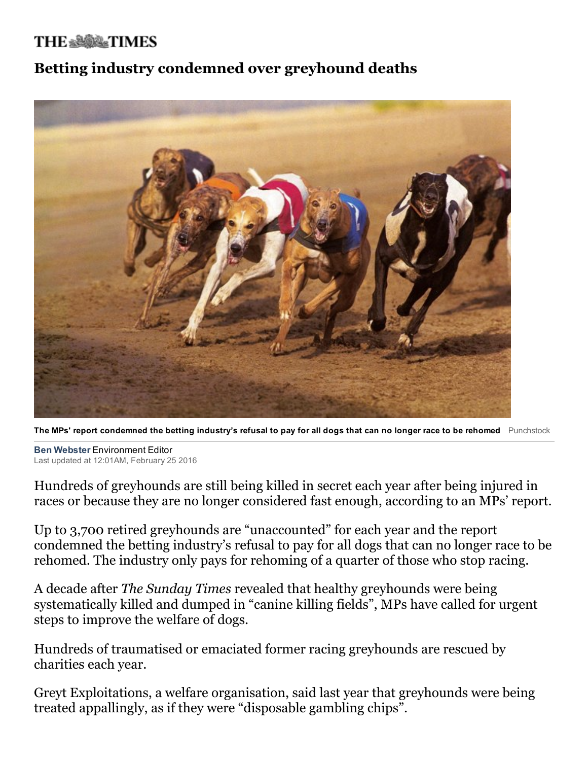THE TIMES

# Betting industry condemned over greyhound deaths

The MPs' report condemned the betting industry's refusal to pay for all dogs that can no longer race to be rehomed Punchstock

**Ben Webster** Environment Editor
Last updated at 12:01AM, February 25 2016

Hundreds of greyhounds are still being killed in secret each year after being injured in races or because they are no longer considered fast enough, according to an MPs' report.

Up to 3,700 retired greyhounds are "unaccounted" for each year and the report condemned the betting industry's refusal to pay for all dogs that can no longer race to be rehomed. The industry only pays for rehoming of a quarter of those who stop racing.

A decade after *The Sunday Times* revealed that healthy greyhounds were being systematically killed and dumped in "canine killing fields", MPs have called for urgent steps to improve the welfare of dogs.

Hundreds of traumatised or emaciated former racing greyhounds are rescued by charities each year.

Greyt Exploitations, a welfare organisation, said last year that greyhounds were being treated appallingly, as if they were "disposable gambling chips".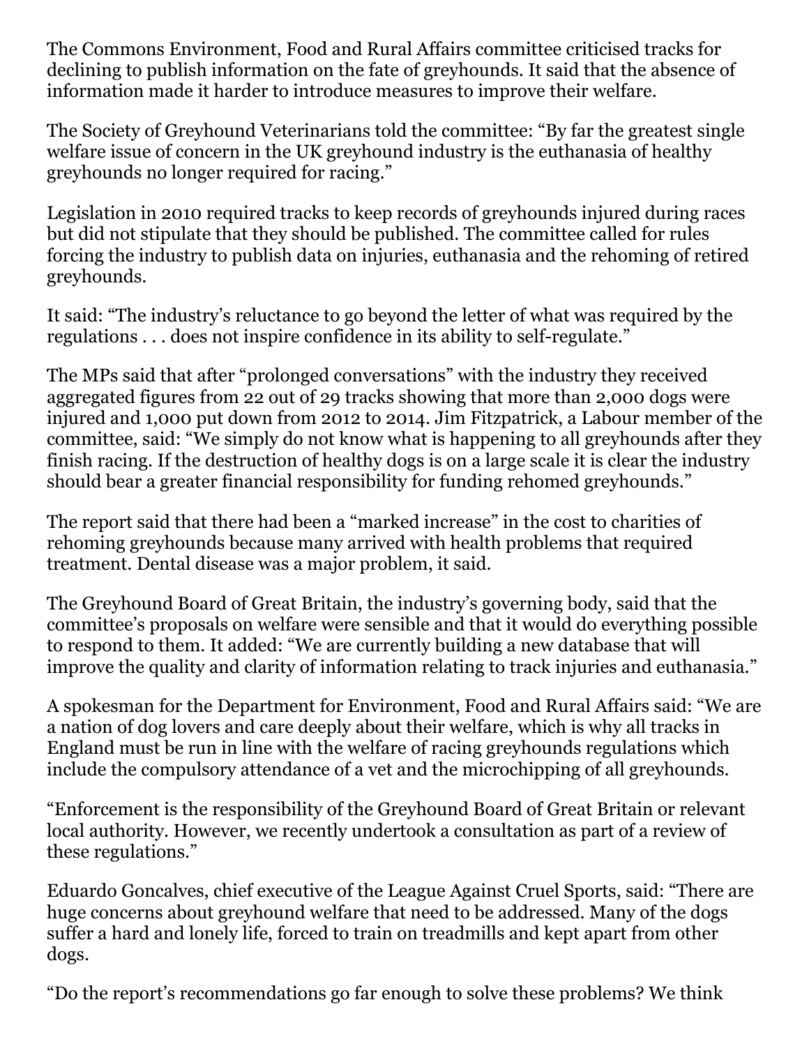The Commons Environment, Food and Rural Affairs committee criticised tracks for declining to publish information on the fate of greyhounds. It said that the absence of information made it harder to introduce measures to improve their welfare.

The Society of Greyhound Veterinarians told the committee: “By far the greatest single welfare issue of concern in the UK greyhound industry is the euthanasia of healthy greyhounds no longer required for racing.”

Legislation in 2010 required tracks to keep records of greyhounds injured during races but did not stipulate that they should be published. The committee called for rules forcing the industry to publish data on injuries, euthanasia and the rehoming of retired greyhounds.

It said: “The industry’s reluctance to go beyond the letter of what was required by the regulations . . . does not inspire confidence in its ability to self-regulate.”

The MPs said that after “prolonged conversations” with the industry they received aggregated figures from 22 out of 29 tracks showing that more than 2,000 dogs were injured and 1,000 put down from 2012 to 2014. Jim Fitzpatrick, a Labour member of the committee, said: “We simply do not know what is happening to all greyhounds after they finish racing. If the destruction of healthy dogs is on a large scale it is clear the industry should bear a greater financial responsibility for funding rehomed greyhounds.”

The report said that there had been a “marked increase” in the cost to charities of rehoming greyhounds because many arrived with health problems that required treatment. Dental disease was a major problem, it said.

The Greyhound Board of Great Britain, the industry’s governing body, said that the committee’s proposals on welfare were sensible and that it would do everything possible to respond to them. It added: “We are currently building a new database that will improve the quality and clarity of information relating to track injuries and euthanasia.”

A spokesman for the Department for Environment, Food and Rural Affairs said: “We are a nation of dog lovers and care deeply about their welfare, which is why all tracks in England must be run in line with the welfare of racing greyhounds regulations which include the compulsory attendance of a vet and the microchipping of all greyhounds.

“Enforcement is the responsibility of the Greyhound Board of Great Britain or relevant local authority. However, we recently undertook a consultation as part of a review of these regulations.”

Eduardo Goncalves, chief executive of the League Against Cruel Sports, said: “There are huge concerns about greyhound welfare that need to be addressed. Many of the dogs suffer a hard and lonely life, forced to train on treadmills and kept apart from other dogs.

“Do the report’s recommendations go far enough to solve these problems? We think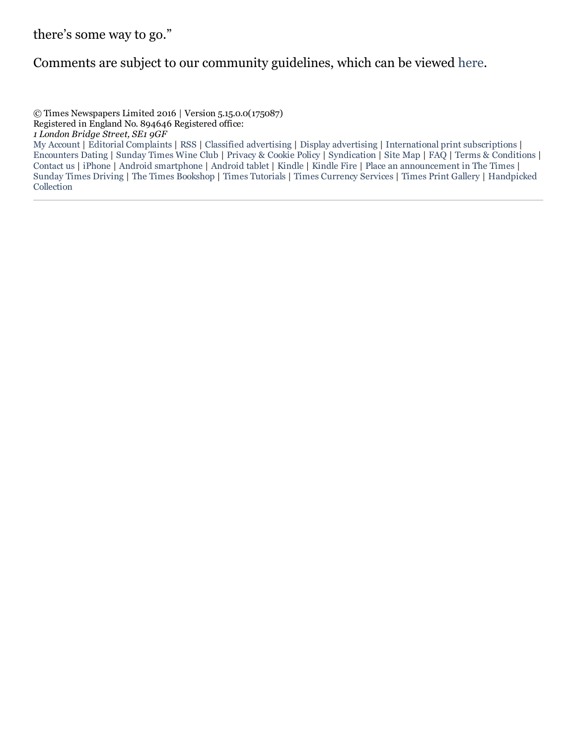there's some way to go."

Comments are subject to our community guidelines, which can be viewed here.

© Times Newspapers Limited 2016 | Version 5.15.0.0(175087)
Registered in England No. 894646 Registered office:
*1 London Bridge Street, SE1 9GF*
My Account | Editorial Complaints | RSS | Classified advertising | Display advertising | International print subscriptions | Encounters Dating | Sunday Times Wine Club | Privacy & Cookie Policy | Syndication | Site Map | FAQ | Terms & Conditions | Contact us | iPhone | Android smartphone | Android tablet | Kindle | Kindle Fire | Place an announcement in The Times | Sunday Times Driving | The Times Bookshop | Times Tutorials | Times Currency Services | Times Print Gallery | Handpicked Collection